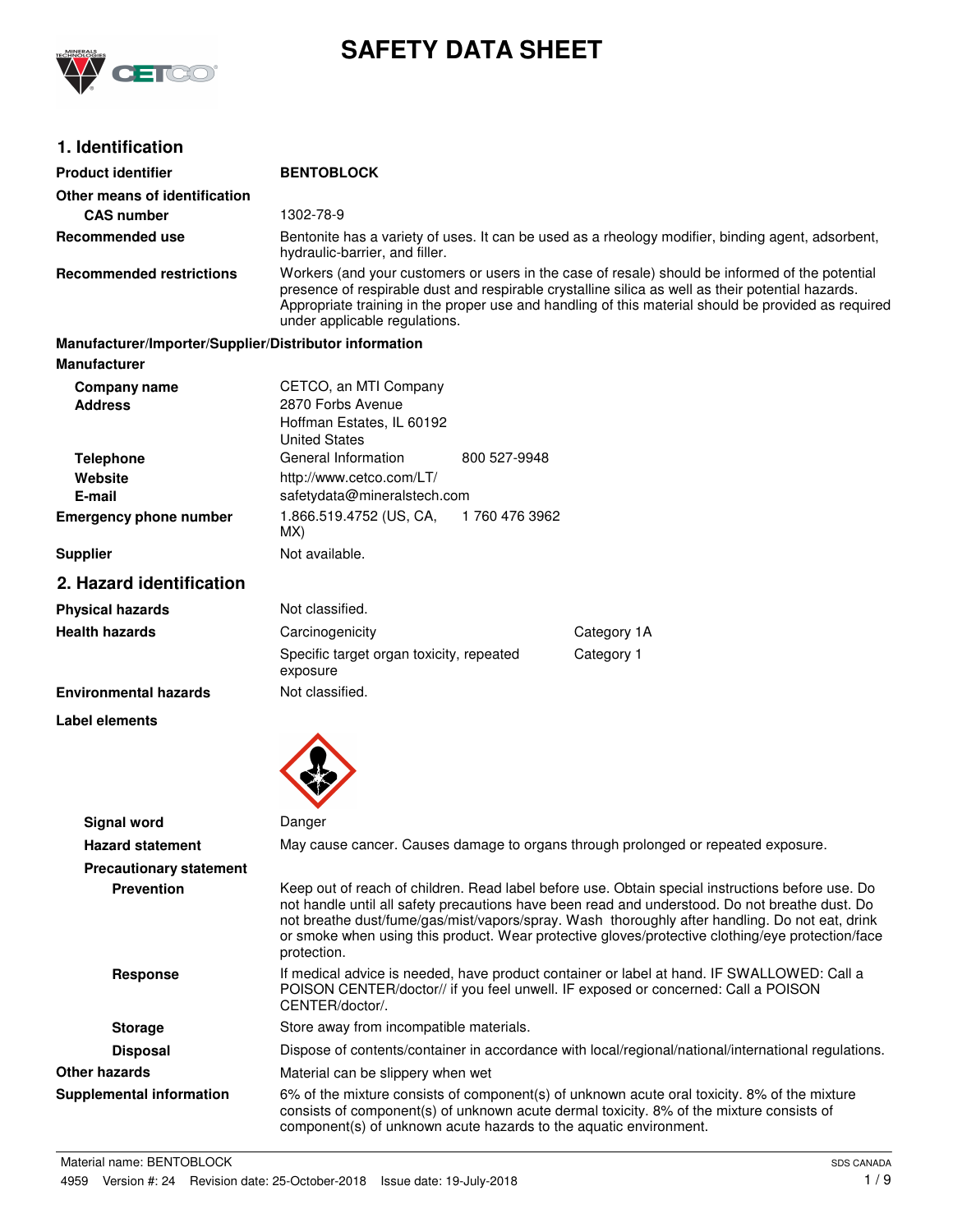# SAFETY DATA SHEET

## 1. Identification

**Product identifier** BENTOBLOCK

**Other means of identification**

**CAS number** 1302-78-9

**Recommended use** Bentonite has a variety of uses. It can be used as a rheology modifier, binding agent, adsorbent, hydraulic-barrier, and filler.

**Recommended restrictions** Workers (and your customers or users in the case of resale) should be informed of the potential presence of respirable dust and respirable crystalline silica as well as their potential hazards. Appropriate training in the proper use and handling of this material should be provided as required under applicable regulations.

**Manufacturer/Importer/Supplier/Distributor information**

**Manufacturer**

**Company name** CETCO, an MTI Company

**Address** 2870 Forbs Avenue
Hoffman Estates, IL 60192
United States

**Telephone** General Information 800 527-9948

**Website** http://www.cetco.com/LT/

**E-mail** safetydata@mineralstech.com

**Emergency phone number** 1.866.519.4752 (US, CA, MX) 1 760 476 3962

**Supplier** Not available.

## 2. Hazard identification

**Physical hazards** Not classified.

**Health hazards**

| | |
|---|---|
| Carcinogenicity | Category 1A |
| Specific target organ toxicity, repeated exposure | Category 1 |

**Environmental hazards** Not classified.

**Label elements**

**Signal word** Danger

**Hazard statement** May cause cancer. Causes damage to organs through prolonged or repeated exposure.

**Precautionary statement**

**Prevention** Keep out of reach of children. Read label before use. Obtain special instructions before use. Do not handle until all safety precautions have been read and understood. Do not breathe dust. Do not breathe dust/fume/gas/mist/vapors/spray. Wash thoroughly after handling. Do not eat, drink or smoke when using this product. Wear protective gloves/protective clothing/eye protection/face protection.

**Response** If medical advice is needed, have product container or label at hand. IF SWALLOWED: Call a POISON CENTER/doctor// if you feel unwell. IF exposed or concerned: Call a POISON CENTER/doctor/.

**Storage** Store away from incompatible materials.

**Disposal** Dispose of contents/container in accordance with local/regional/national/international regulations.

**Other hazards** Material can be slippery when wet

**Supplemental information** 6% of the mixture consists of component(s) of unknown acute oral toxicity. 8% of the mixture consists of component(s) of unknown acute dermal toxicity. 8% of the mixture consists of component(s) of unknown acute hazards to the aquatic environment.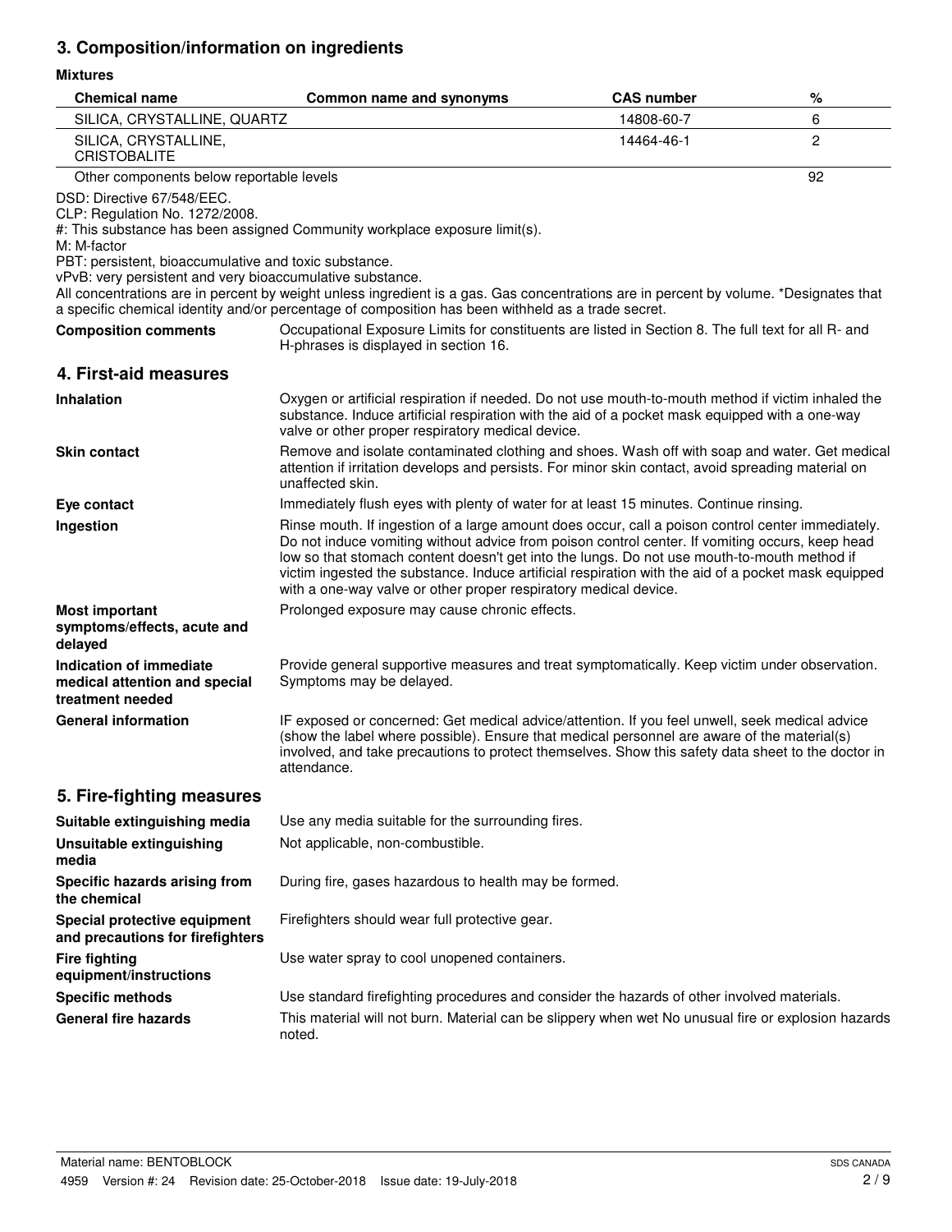## 3. Composition/information on ingredients

**Mixtures**

| Chemical name | Common name and synonyms | CAS number | % |
|---|---|---|---|
| SILICA, CRYSTALLINE, QUARTZ | | 14808-60-7 | 6 |
| SILICA, CRYSTALLINE, CRISTOBALITE | | 14464-46-1 | 2 |
| Other components below reportable levels | | | 92 |

DSD: Directive 67/548/EEC.
CLP: Regulation No. 1272/2008.
#: This substance has been assigned Community workplace exposure limit(s).
M: M-factor
PBT: persistent, bioaccumulative and toxic substance.
vPvB: very persistent and very bioaccumulative substance.
All concentrations are in percent by weight unless ingredient is a gas. Gas concentrations are in percent by volume. *Designates that a specific chemical identity and/or percentage of composition has been withheld as a trade secret.

**Composition comments** Occupational Exposure Limits for constituents are listed in Section 8. The full text for all R- and H-phrases is displayed in section 16.

## 4. First-aid measures

**Inhalation** Oxygen or artificial respiration if needed. Do not use mouth-to-mouth method if victim inhaled the substance. Induce artificial respiration with the aid of a pocket mask equipped with a one-way valve or other proper respiratory medical device.

**Skin contact** Remove and isolate contaminated clothing and shoes. Wash off with soap and water. Get medical attention if irritation develops and persists. For minor skin contact, avoid spreading material on unaffected skin.

**Eye contact** Immediately flush eyes with plenty of water for at least 15 minutes. Continue rinsing.

**Ingestion** Rinse mouth. If ingestion of a large amount does occur, call a poison control center immediately. Do not induce vomiting without advice from poison control center. If vomiting occurs, keep head low so that stomach content doesn't get into the lungs. Do not use mouth-to-mouth method if victim ingested the substance. Induce artificial respiration with the aid of a pocket mask equipped with a one-way valve or other proper respiratory medical device.

**Most important symptoms/effects, acute and delayed** Prolonged exposure may cause chronic effects.

**Indication of immediate medical attention and special treatment needed** Provide general supportive measures and treat symptomatically. Keep victim under observation. Symptoms may be delayed.

**General information** IF exposed or concerned: Get medical advice/attention. If you feel unwell, seek medical advice (show the label where possible). Ensure that medical personnel are aware of the material(s) involved, and take precautions to protect themselves. Show this safety data sheet to the doctor in attendance.

## 5. Fire-fighting measures

**Suitable extinguishing media** Use any media suitable for the surrounding fires.

**Unsuitable extinguishing media** Not applicable, non-combustible.

**Specific hazards arising from the chemical** During fire, gases hazardous to health may be formed.

**Special protective equipment and precautions for firefighters** Firefighters should wear full protective gear.

**Fire fighting equipment/instructions** Use water spray to cool unopened containers.

**Specific methods** Use standard firefighting procedures and consider the hazards of other involved materials.

**General fire hazards** This material will not burn. Material can be slippery when wet No unusual fire or explosion hazards noted.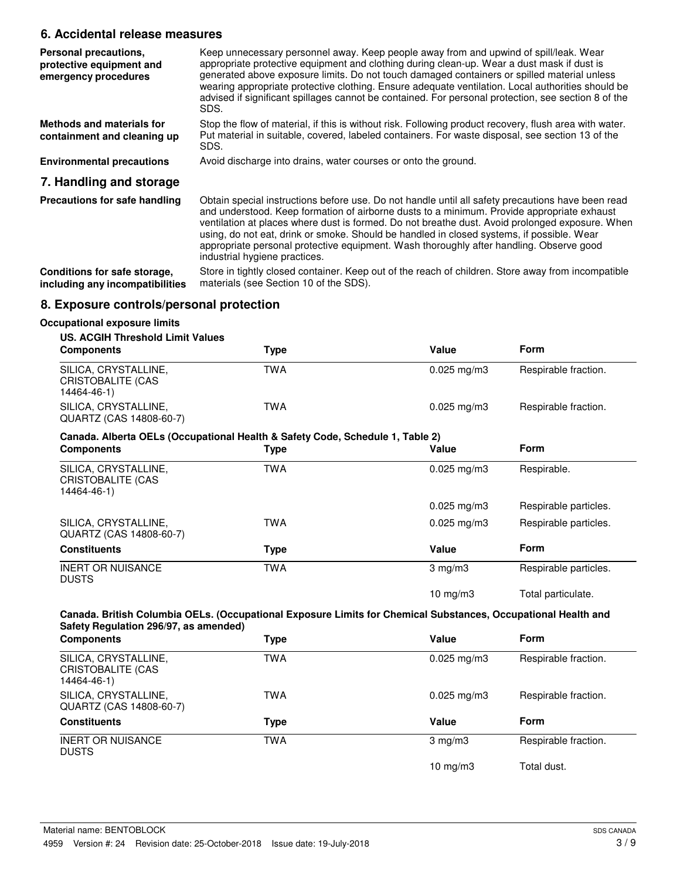## 6. Accidental release measures

**Personal precautions, protective equipment and emergency procedures**

Keep unnecessary personnel away. Keep people away from and upwind of spill/leak. Wear appropriate protective equipment and clothing during clean-up. Wear a dust mask if dust is generated above exposure limits. Do not touch damaged containers or spilled material unless wearing appropriate protective clothing. Ensure adequate ventilation. Local authorities should be advised if significant spillages cannot be contained. For personal protection, see section 8 of the SDS.

**Methods and materials for containment and cleaning up**

Stop the flow of material, if this is without risk. Following product recovery, flush area with water. Put material in suitable, covered, labeled containers. For waste disposal, see section 13 of the SDS.

**Environmental precautions**

Avoid discharge into drains, water courses or onto the ground.

## 7. Handling and storage

**Precautions for safe handling**

Obtain special instructions before use. Do not handle until all safety precautions have been read and understood. Keep formation of airborne dusts to a minimum. Provide appropriate exhaust ventilation at places where dust is formed. Do not breathe dust. Avoid prolonged exposure. When using, do not eat, drink or smoke. Should be handled in closed systems, if possible. Wear appropriate personal protective equipment. Wash thoroughly after handling. Observe good industrial hygiene practices.

**Conditions for safe storage, including any incompatibilities**

Store in tightly closed container. Keep out of the reach of children. Store away from incompatible materials (see Section 10 of the SDS).

## 8. Exposure controls/personal protection

**Occupational exposure limits**

**US. ACGIH Threshold Limit Values**

| Components | Type | Value | Form |
|---|---|---|---|
| SILICA, CRYSTALLINE, CRISTOBALITE (CAS 14464-46-1) | TWA | 0.025 mg/m3 | Respirable fraction. |
| SILICA, CRYSTALLINE, QUARTZ (CAS 14808-60-7) | TWA | 0.025 mg/m3 | Respirable fraction. |

**Canada. Alberta OELs (Occupational Health & Safety Code, Schedule 1, Table 2)**

| Components | Type | Value | Form |
|---|---|---|---|
| SILICA, CRYSTALLINE, CRISTOBALITE (CAS 14464-46-1) | TWA | 0.025 mg/m3 | Respirable. |
| | | 0.025 mg/m3 | Respirable particles. |
| SILICA, CRYSTALLINE, QUARTZ (CAS 14808-60-7) | TWA | 0.025 mg/m3 | Respirable particles. |
| **Constituents** | **Type** | **Value** | **Form** |
| INERT OR NUISANCE DUSTS | TWA | 3 mg/m3 | Respirable particles. |
| | | 10 mg/m3 | Total particulate. |

**Canada. British Columbia OELs. (Occupational Exposure Limits for Chemical Substances, Occupational Health and Safety Regulation 296/97, as amended)**

| Components | Type | Value | Form |
|---|---|---|---|
| SILICA, CRYSTALLINE, CRISTOBALITE (CAS 14464-46-1) | TWA | 0.025 mg/m3 | Respirable fraction. |
| SILICA, CRYSTALLINE, QUARTZ (CAS 14808-60-7) | TWA | 0.025 mg/m3 | Respirable fraction. |
| **Constituents** | **Type** | **Value** | **Form** |
| INERT OR NUISANCE DUSTS | TWA | 3 mg/m3 | Respirable fraction. |
| | | 10 mg/m3 | Total dust. |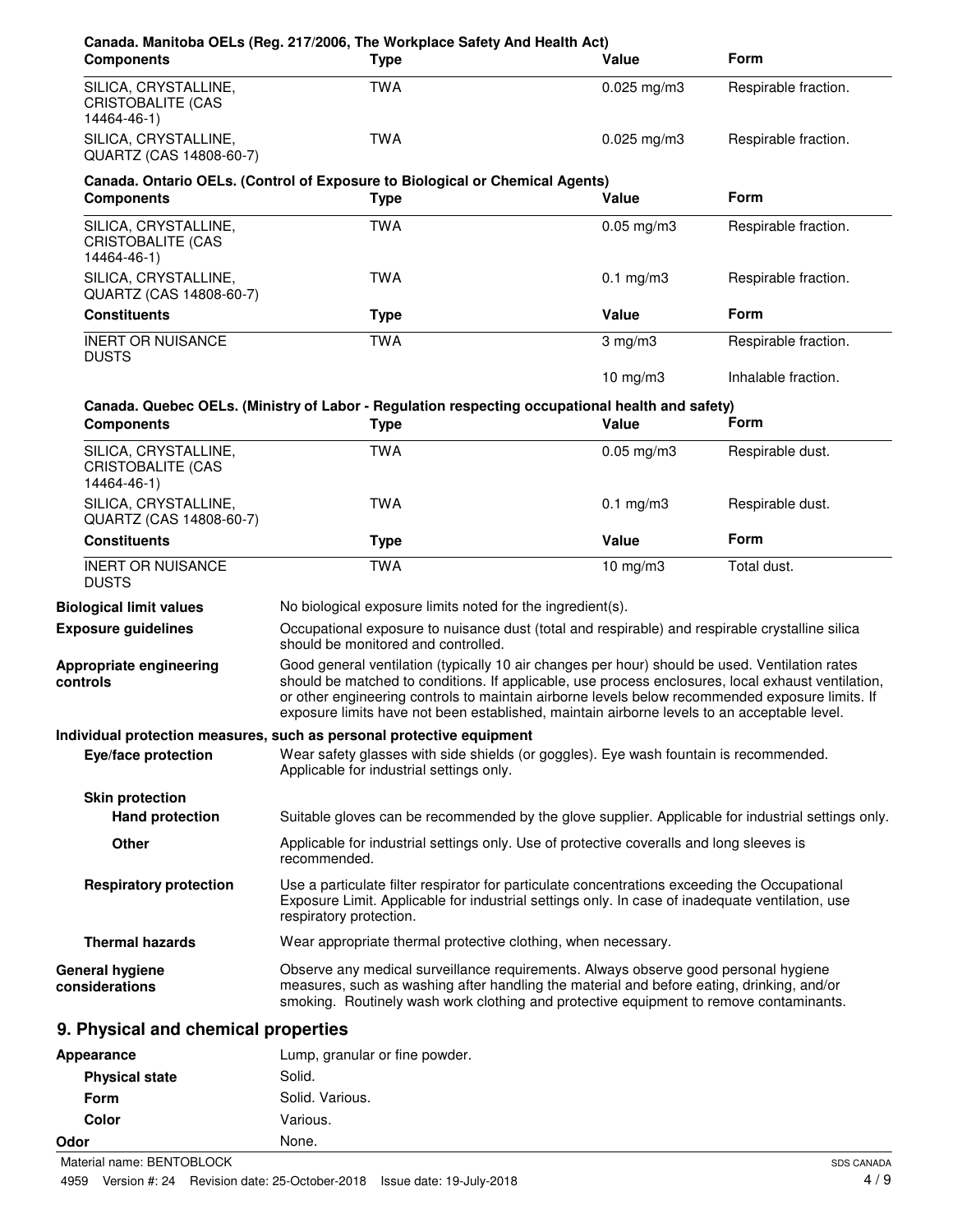**Canada. Manitoba OELs (Reg. 217/2006, The Workplace Safety And Health Act)**

| Components | Type | Value | Form |
| --- | --- | --- | --- |
| SILICA, CRYSTALLINE, CRISTOBALITE (CAS 14464-46-1) | TWA | 0.025 mg/m3 | Respirable fraction. |
| SILICA, CRYSTALLINE, QUARTZ (CAS 14808-60-7) | TWA | 0.025 mg/m3 | Respirable fraction. |

**Canada. Ontario OELs. (Control of Exposure to Biological or Chemical Agents)**

| Components | Type | Value | Form |
| --- | --- | --- | --- |
| SILICA, CRYSTALLINE, CRISTOBALITE (CAS 14464-46-1) | TWA | 0.05 mg/m3 | Respirable fraction. |
| SILICA, CRYSTALLINE, QUARTZ (CAS 14808-60-7) | TWA | 0.1 mg/m3 | Respirable fraction. |

| Constituents | Type | Value | Form |
| --- | --- | --- | --- |
| INERT OR NUISANCE DUSTS | TWA | 3 mg/m3 | Respirable fraction. |
| | | 10 mg/m3 | Inhalable fraction. |

**Canada. Quebec OELs. (Ministry of Labor - Regulation respecting occupational health and safety)**

| Components | Type | Value | Form |
| --- | --- | --- | --- |
| SILICA, CRYSTALLINE, CRISTOBALITE (CAS 14464-46-1) | TWA | 0.05 mg/m3 | Respirable dust. |
| SILICA, CRYSTALLINE, QUARTZ (CAS 14808-60-7) | TWA | 0.1 mg/m3 | Respirable dust. |

| Constituents | Type | Value | Form |
| --- | --- | --- | --- |
| INERT OR NUISANCE DUSTS | TWA | 10 mg/m3 | Total dust. |

**Biological limit values** No biological exposure limits noted for the ingredient(s).

**Exposure guidelines** Occupational exposure to nuisance dust (total and respirable) and respirable crystalline silica should be monitored and controlled.

**Appropriate engineering controls** Good general ventilation (typically 10 air changes per hour) should be used. Ventilation rates should be matched to conditions. If applicable, use process enclosures, local exhaust ventilation, or other engineering controls to maintain airborne levels below recommended exposure limits. If exposure limits have not been established, maintain airborne levels to an acceptable level.

**Individual protection measures, such as personal protective equipment**

**Eye/face protection** Wear safety glasses with side shields (or goggles). Eye wash fountain is recommended. Applicable for industrial settings only.

**Skin protection**

**Hand protection** Suitable gloves can be recommended by the glove supplier. Applicable for industrial settings only.

**Other** Applicable for industrial settings only. Use of protective coveralls and long sleeves is recommended.

**Respiratory protection** Use a particulate filter respirator for particulate concentrations exceeding the Occupational Exposure Limit. Applicable for industrial settings only. In case of inadequate ventilation, use respiratory protection.

**Thermal hazards** Wear appropriate thermal protective clothing, when necessary.

**General hygiene considerations** Observe any medical surveillance requirements. Always observe good personal hygiene measures, such as washing after handling the material and before eating, drinking, and/or smoking. Routinely wash work clothing and protective equipment to remove contaminants.

## 9. Physical and chemical properties

**Appearance** Lump, granular or fine powder.

**Physical state** Solid.

**Form** Solid. Various.

**Color** Various.

**Odor** None.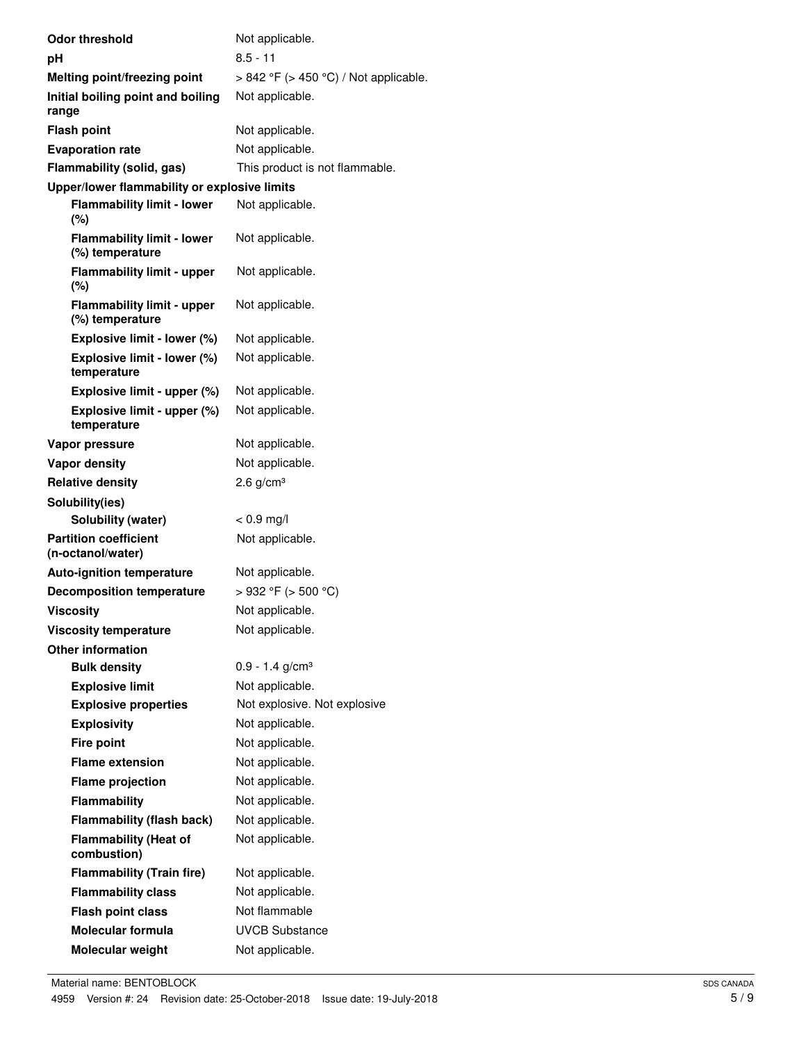| | |
|---|---|
| **Odor threshold** | Not applicable. |
| **pH** | 8.5 - 11 |
| **Melting point/freezing point** | > 842 °F (> 450 °C) / Not applicable. |
| **Initial boiling point and boiling range** | Not applicable. |
| **Flash point** | Not applicable. |
| **Evaporation rate** | Not applicable. |
| **Flammability (solid, gas)** | This product is not flammable. |
| **Upper/lower flammability or explosive limits** | |
| **Flammability limit - lower (%)** | Not applicable. |
| **Flammability limit - lower (%) temperature** | Not applicable. |
| **Flammability limit - upper (%)** | Not applicable. |
| **Flammability limit - upper (%) temperature** | Not applicable. |
| **Explosive limit - lower (%)** | Not applicable. |
| **Explosive limit - lower (%) temperature** | Not applicable. |
| **Explosive limit - upper (%)** | Not applicable. |
| **Explosive limit - upper (%) temperature** | Not applicable. |
| **Vapor pressure** | Not applicable. |
| **Vapor density** | Not applicable. |
| **Relative density** | 2.6 g/cm³ |
| **Solubility(ies)** | |
| **Solubility (water)** | < 0.9 mg/l |
| **Partition coefficient (n-octanol/water)** | Not applicable. |
| **Auto-ignition temperature** | Not applicable. |
| **Decomposition temperature** | > 932 °F (> 500 °C) |
| **Viscosity** | Not applicable. |
| **Viscosity temperature** | Not applicable. |
| **Other information** | |
| **Bulk density** | 0.9 - 1.4 g/cm³ |
| **Explosive limit** | Not applicable. |
| **Explosive properties** | Not explosive. Not explosive |
| **Explosivity** | Not applicable. |
| **Fire point** | Not applicable. |
| **Flame extension** | Not applicable. |
| **Flame projection** | Not applicable. |
| **Flammability** | Not applicable. |
| **Flammability (flash back)** | Not applicable. |
| **Flammability (Heat of combustion)** | Not applicable. |
| **Flammability (Train fire)** | Not applicable. |
| **Flammability class** | Not applicable. |
| **Flash point class** | Not flammable |
| **Molecular formula** | UVCB Substance |
| **Molecular weight** | Not applicable. |

Material name: BENTOBLOCK

4959 Version #: 24 Revision date: 25-October-2018 Issue date: 19-July-2018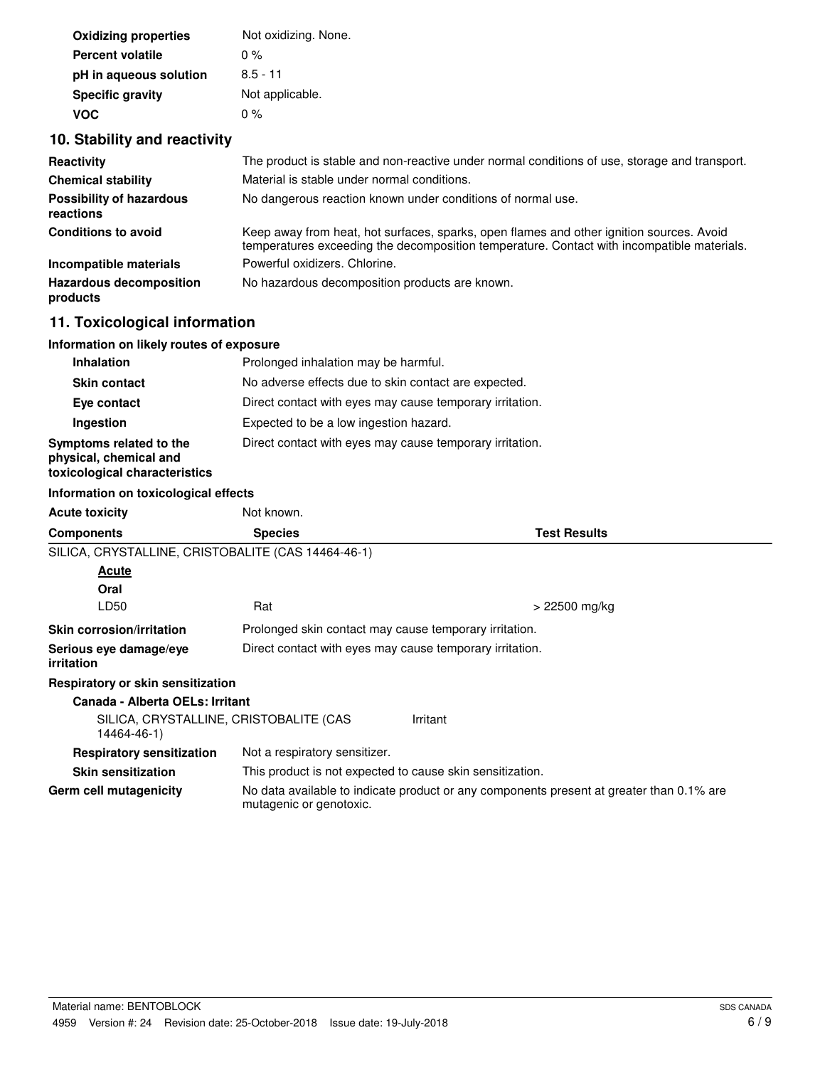| | |
|---|---|
| **Oxidizing properties** | Not oxidizing. None. |
| **Percent volatile** | 0 % |
| **pH in aqueous solution** | 8.5 - 11 |
| **Specific gravity** | Not applicable. |
| **VOC** | 0 % |

## 10. Stability and reactivity

| | |
|---|---|
| **Reactivity** | The product is stable and non-reactive under normal conditions of use, storage and transport. |
| **Chemical stability** | Material is stable under normal conditions. |
| **Possibility of hazardous reactions** | No dangerous reaction known under conditions of normal use. |
| **Conditions to avoid** | Keep away from heat, hot surfaces, sparks, open flames and other ignition sources. Avoid temperatures exceeding the decomposition temperature. Contact with incompatible materials. |
| **Incompatible materials** | Powerful oxidizers. Chlorine. |
| **Hazardous decomposition products** | No hazardous decomposition products are known. |

## 11. Toxicological information

### Information on likely routes of exposure

| | |
|---|---|
| **Inhalation** | Prolonged inhalation may be harmful. |
| **Skin contact** | No adverse effects due to skin contact are expected. |
| **Eye contact** | Direct contact with eyes may cause temporary irritation. |
| **Ingestion** | Expected to be a low ingestion hazard. |
| **Symptoms related to the physical, chemical and toxicological characteristics** | Direct contact with eyes may cause temporary irritation. |

### Information on toxicological effects

**Acute toxicity** Not known.

| Components | Species | Test Results |
|---|---|---|
| SILICA, CRYSTALLINE, CRISTOBALITE (CAS 14464-46-1) | | |
| ***Acute*** | | |
| **Oral** | | |
| LD50 | Rat | > 22500 mg/kg |

| | |
|---|---|
| **Skin corrosion/irritation** | Prolonged skin contact may cause temporary irritation. |
| **Serious eye damage/eye irritation** | Direct contact with eyes may cause temporary irritation. |

**Respiratory or skin sensitization**

**Canada - Alberta OELs: Irritant**

| | |
|---|---|
| SILICA, CRYSTALLINE, CRISTOBALITE (CAS 14464-46-1) | Irritant |

| | |
|---|---|
| **Respiratory sensitization** | Not a respiratory sensitizer. |
| **Skin sensitization** | This product is not expected to cause skin sensitization. |
| **Germ cell mutagenicity** | No data available to indicate product or any components present at greater than 0.1% are mutagenic or genotoxic. |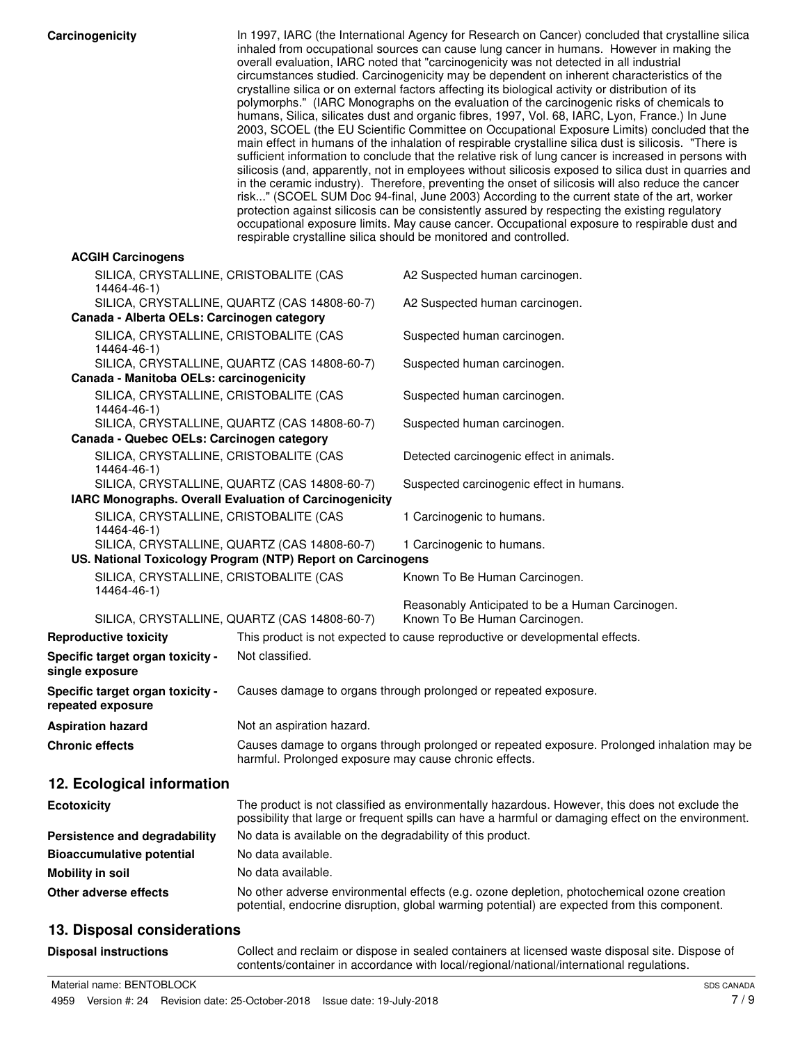**Carcinogenicity**

In 1997, IARC (the International Agency for Research on Cancer) concluded that crystalline silica inhaled from occupational sources can cause lung cancer in humans. However in making the overall evaluation, IARC noted that "carcinogenicity was not detected in all industrial circumstances studied. Carcinogenicity may be dependent on inherent characteristics of the crystalline silica or on external factors affecting its biological activity or distribution of its polymorphs." (IARC Monographs on the evaluation of the carcinogenic risks of chemicals to humans, Silica, silicates dust and organic fibres, 1997, Vol. 68, IARC, Lyon, France.) In June 2003, SCOEL (the EU Scientific Committee on Occupational Exposure Limits) concluded that the main effect in humans of the inhalation of respirable crystalline silica dust is silicosis. "There is sufficient information to conclude that the relative risk of lung cancer is increased in persons with silicosis (and, apparently, not in employees without silicosis exposed to silica dust in quarries and in the ceramic industry). Therefore, preventing the onset of silicosis will also reduce the cancer risk..." (SCOEL SUM Doc 94-final, June 2003) According to the current state of the art, worker protection against silicosis can be consistently assured by respecting the existing regulatory occupational exposure limits. May cause cancer. Occupational exposure to respirable dust and respirable crystalline silica should be monitored and controlled.

**ACGIH Carcinogens**

| | |
|---|---|
| SILICA, CRYSTALLINE, CRISTOBALITE (CAS 14464-46-1) | A2 Suspected human carcinogen. |
| SILICA, CRYSTALLINE, QUARTZ (CAS 14808-60-7) | A2 Suspected human carcinogen. |

**Canada - Alberta OELs: Carcinogen category**

| | |
|---|---|
| SILICA, CRYSTALLINE, CRISTOBALITE (CAS 14464-46-1) | Suspected human carcinogen. |
| SILICA, CRYSTALLINE, QUARTZ (CAS 14808-60-7) | Suspected human carcinogen. |

**Canada - Manitoba OELs: carcinogenicity**

| | |
|---|---|
| SILICA, CRYSTALLINE, CRISTOBALITE (CAS 14464-46-1) | Suspected human carcinogen. |
| SILICA, CRYSTALLINE, QUARTZ (CAS 14808-60-7) | Suspected human carcinogen. |

**Canada - Quebec OELs: Carcinogen category**

| | |
|---|---|
| SILICA, CRYSTALLINE, CRISTOBALITE (CAS 14464-46-1) | Detected carcinogenic effect in animals. |
| SILICA, CRYSTALLINE, QUARTZ (CAS 14808-60-7) | Suspected carcinogenic effect in humans. |

**IARC Monographs. Overall Evaluation of Carcinogenicity**

| | |
|---|---|
| SILICA, CRYSTALLINE, CRISTOBALITE (CAS 14464-46-1) | 1 Carcinogenic to humans. |
| SILICA, CRYSTALLINE, QUARTZ (CAS 14808-60-7) | 1 Carcinogenic to humans. |

**US. National Toxicology Program (NTP) Report on Carcinogens**

| | |
|---|---|
| SILICA, CRYSTALLINE, CRISTOBALITE (CAS 14464-46-1) | Known To Be Human Carcinogen. |
| SILICA, CRYSTALLINE, QUARTZ (CAS 14808-60-7) | Reasonably Anticipated to be a Human Carcinogen. Known To Be Human Carcinogen. |

**Reproductive toxicity** This product is not expected to cause reproductive or developmental effects.

**Specific target organ toxicity - single exposure** Not classified.

**Specific target organ toxicity - repeated exposure** Causes damage to organs through prolonged or repeated exposure.

**Aspiration hazard** Not an aspiration hazard.

**Chronic effects** Causes damage to organs through prolonged or repeated exposure. Prolonged inhalation may be harmful. Prolonged exposure may cause chronic effects.

## 12. Ecological information

**Ecotoxicity** The product is not classified as environmentally hazardous. However, this does not exclude the possibility that large or frequent spills can have a harmful or damaging effect on the environment.

**Persistence and degradability** No data is available on the degradability of this product.

**Bioaccumulative potential** No data available.

**Mobility in soil** No data available.

**Other adverse effects** No other adverse environmental effects (e.g. ozone depletion, photochemical ozone creation potential, endocrine disruption, global warming potential) are expected from this component.

## 13. Disposal considerations

**Disposal instructions** Collect and reclaim or dispose in sealed containers at licensed waste disposal site. Dispose of contents/container in accordance with local/regional/national/international regulations.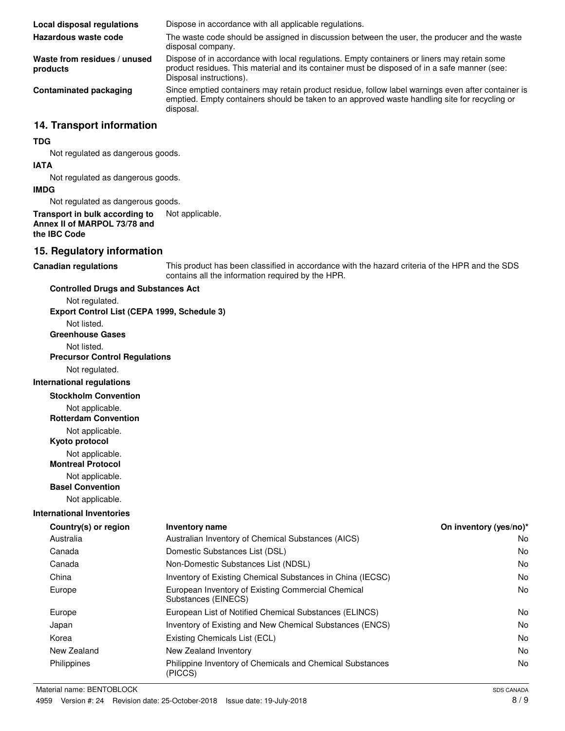| | |
|---|---|
| **Local disposal regulations** | Dispose in accordance with all applicable regulations. |
| **Hazardous waste code** | The waste code should be assigned in discussion between the user, the producer and the waste disposal company. |
| **Waste from residues / unused products** | Dispose of in accordance with local regulations. Empty containers or liners may retain some product residues. This material and its container must be disposed of in a safe manner (see: Disposal instructions). |
| **Contaminated packaging** | Since emptied containers may retain product residue, follow label warnings even after container is emptied. Empty containers should be taken to an approved waste handling site for recycling or disposal. |

## 14. Transport information

**TDG**

Not regulated as dangerous goods.

**IATA**

Not regulated as dangerous goods.

**IMDG**

Not regulated as dangerous goods.

**Transport in bulk according to Annex II of MARPOL 73/78 and the IBC Code** Not applicable.

## 15. Regulatory information

**Canadian regulations** This product has been classified in accordance with the hazard criteria of the HPR and the SDS contains all the information required by the HPR.

**Controlled Drugs and Substances Act**

Not regulated.

**Export Control List (CEPA 1999, Schedule 3)**

Not listed.

**Greenhouse Gases**

Not listed.

**Precursor Control Regulations**

Not regulated.

**International regulations**

**Stockholm Convention**

Not applicable.

**Rotterdam Convention**

Not applicable.

**Kyoto protocol**

Not applicable.

**Montreal Protocol**

Not applicable.

**Basel Convention**

Not applicable.

**International Inventories**

| Country(s) or region | Inventory name | On inventory (yes/no)* |
|---|---|---|
| Australia | Australian Inventory of Chemical Substances (AICS) | No |
| Canada | Domestic Substances List (DSL) | No |
| Canada | Non-Domestic Substances List (NDSL) | No |
| China | Inventory of Existing Chemical Substances in China (IECSC) | No |
| Europe | European Inventory of Existing Commercial Chemical Substances (EINECS) | No |
| Europe | European List of Notified Chemical Substances (ELINCS) | No |
| Japan | Inventory of Existing and New Chemical Substances (ENCS) | No |
| Korea | Existing Chemicals List (ECL) | No |
| New Zealand | New Zealand Inventory | No |
| Philippines | Philippine Inventory of Chemicals and Chemical Substances (PICCS) | No |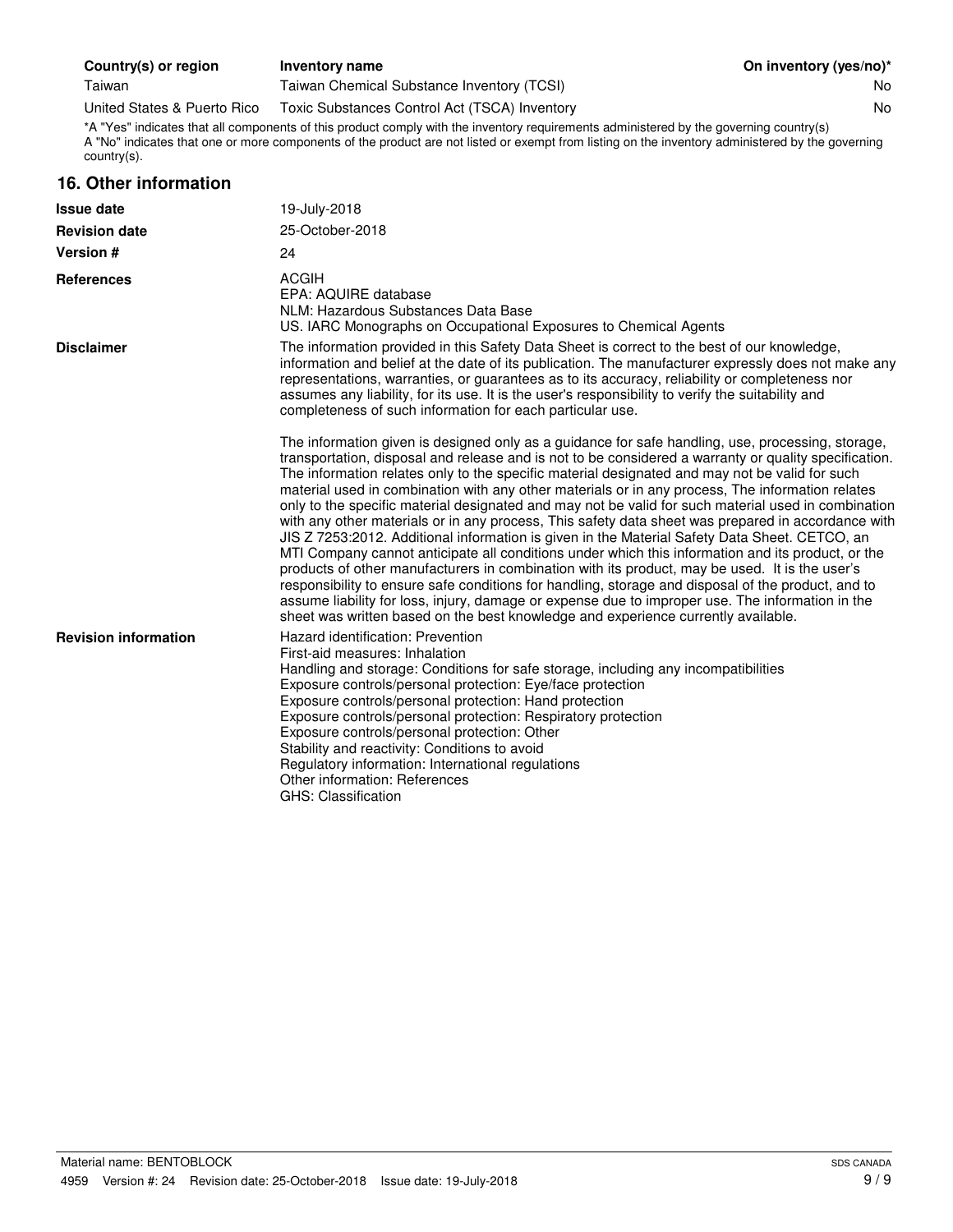| Country(s) or region | Inventory name | On inventory (yes/no)* |
| --- | --- | --- |
| Taiwan | Taiwan Chemical Substance Inventory (TCSI) | No |
| United States & Puerto Rico | Toxic Substances Control Act (TSCA) Inventory | No |

*A "Yes" indicates that all components of this product comply with the inventory requirements administered by the governing country(s)
A "No" indicates that one or more components of the product are not listed or exempt from listing on the inventory administered by the governing country(s).

## 16. Other information

**Issue date** 19-July-2018

**Revision date** 25-October-2018

**Version #** 24

**References**
ACGIH
EPA: AQUIRE database
NLM: Hazardous Substances Data Base
US. IARC Monographs on Occupational Exposures to Chemical Agents

**Disclaimer**
The information provided in this Safety Data Sheet is correct to the best of our knowledge, information and belief at the date of its publication. The manufacturer expressly does not make any representations, warranties, or guarantees as to its accuracy, reliability or completeness nor assumes any liability, for its use. It is the user's responsibility to verify the suitability and completeness of such information for each particular use.

The information given is designed only as a guidance for safe handling, use, processing, storage, transportation, disposal and release and is not to be considered a warranty or quality specification. The information relates only to the specific material designated and may not be valid for such material used in combination with any other materials or in any process, The information relates only to the specific material designated and may not be valid for such material used in combination with any other materials or in any process, This safety data sheet was prepared in accordance with JIS Z 7253:2012. Additional information is given in the Material Safety Data Sheet. CETCO, an MTI Company cannot anticipate all conditions under which this information and its product, or the products of other manufacturers in combination with its product, may be used. It is the user's responsibility to ensure safe conditions for handling, storage and disposal of the product, and to assume liability for loss, injury, damage or expense due to improper use. The information in the sheet was written based on the best knowledge and experience currently available.

**Revision information**
Hazard identification: Prevention
First-aid measures: Inhalation
Handling and storage: Conditions for safe storage, including any incompatibilities
Exposure controls/personal protection: Eye/face protection
Exposure controls/personal protection: Hand protection
Exposure controls/personal protection: Respiratory protection
Exposure controls/personal protection: Other
Stability and reactivity: Conditions to avoid
Regulatory information: International regulations
Other information: References
GHS: Classification